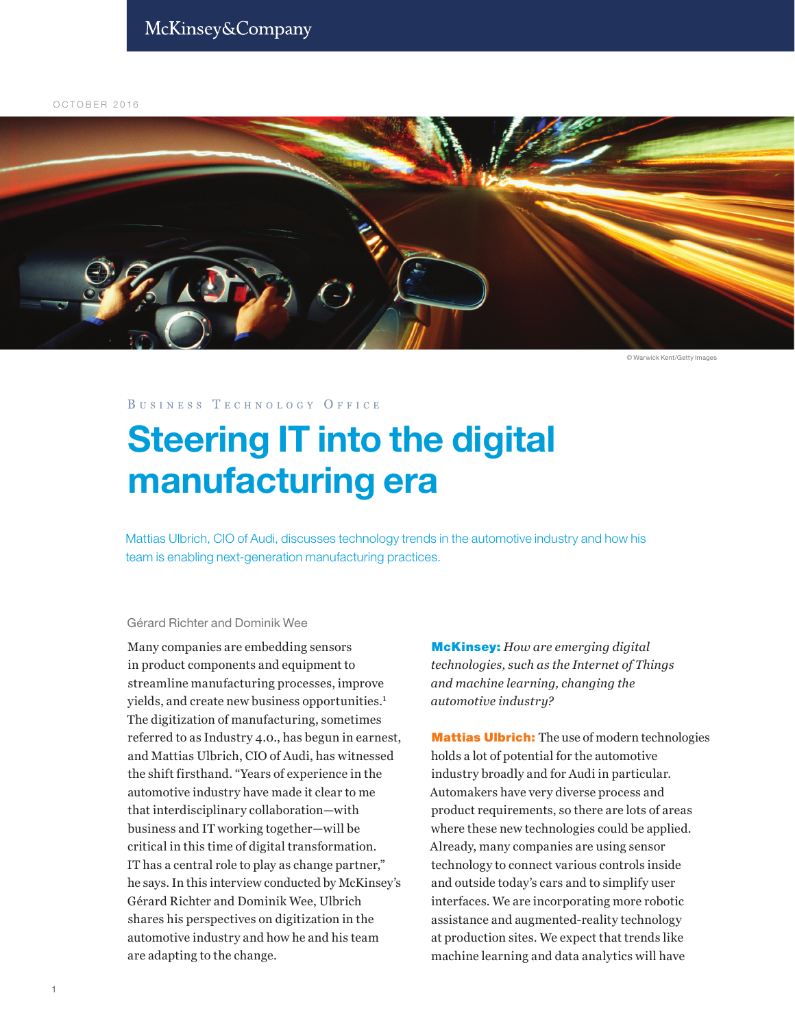McKinsey&Company

OCTOBER 2016

© Warwick Kent/Getty Images

Business Technology Office

# Steering IT into the digital manufacturing era

Mattias Ulbrich, CIO of Audi, discusses technology trends in the automotive industry and how his team is enabling next-generation manufacturing practices.

Gérard Richter and Dominik Wee

Many companies are embedding sensors in product components and equipment to streamline manufacturing processes, improve yields, and create new business opportunities.[1] The digitization of manufacturing, sometimes referred to as Industry 4.0., has begun in earnest, and Mattias Ulbrich, CIO of Audi, has witnessed the shift firsthand. "Years of experience in the automotive industry have made it clear to me that interdisciplinary collaboration—with business and IT working together—will be critical in this time of digital transformation. IT has a central role to play as change partner," he says. In this interview conducted by McKinsey's Gérard Richter and Dominik Wee, Ulbrich shares his perspectives on digitization in the automotive industry and how he and his team are adapting to the change.

**McKinsey:** *How are emerging digital technologies, such as the Internet of Things and machine learning, changing the automotive industry?*

**Mattias Ulbrich:** The use of modern technologies holds a lot of potential for the automotive industry broadly and for Audi in particular. Automakers have very diverse process and product requirements, so there are lots of areas where these new technologies could be applied. Already, many companies are using sensor technology to connect various controls inside and outside today's cars and to simplify user interfaces. We are incorporating more robotic assistance and augmented-reality technology at production sites. We expect that trends like machine learning and data analytics will have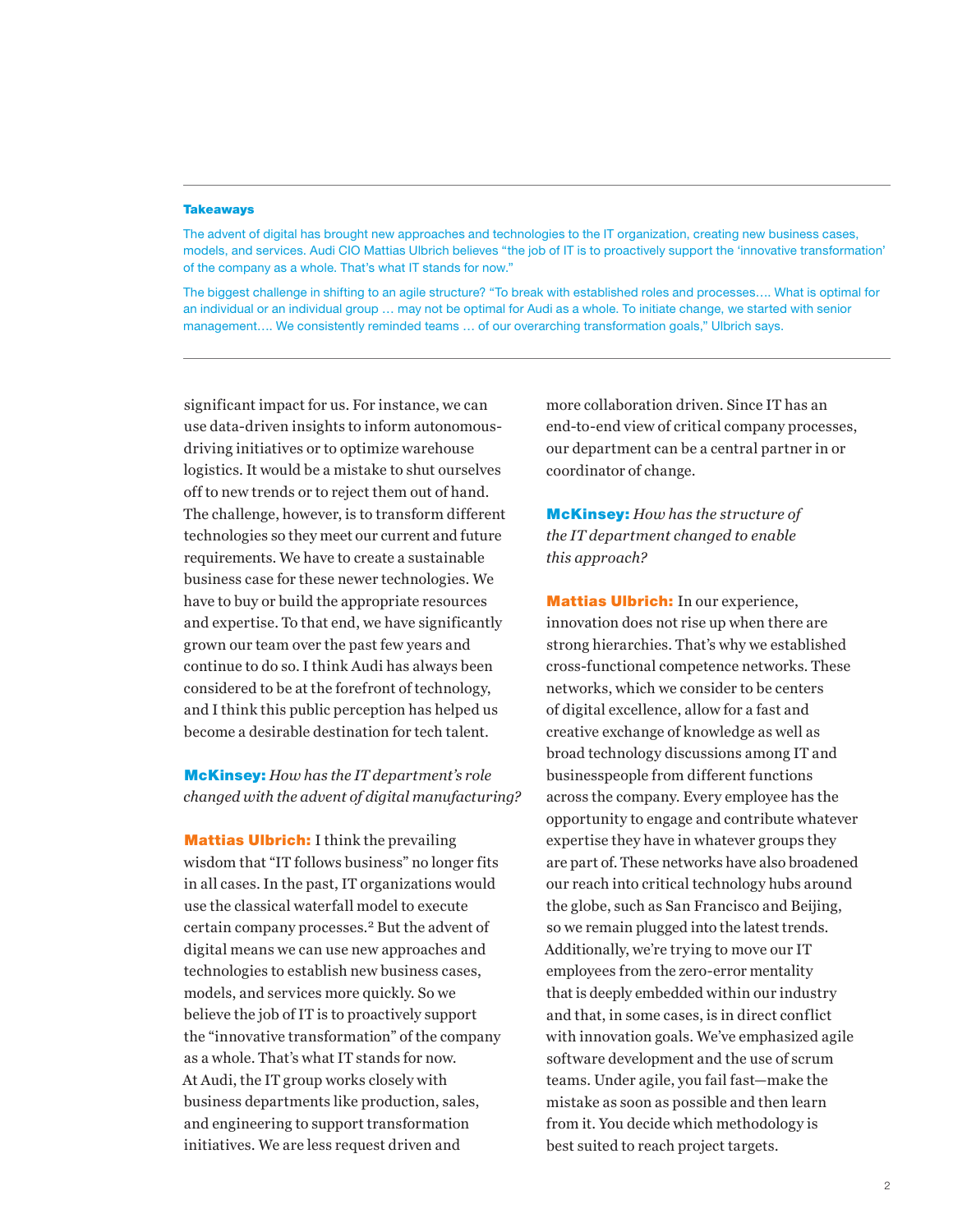**Takeaways**

The advent of digital has brought new approaches and technologies to the IT organization, creating new business cases, models, and services. Audi CIO Mattias Ulbrich believes "the job of IT is to proactively support the 'innovative transformation' of the company as a whole. That's what IT stands for now."

The biggest challenge in shifting to an agile structure? "To break with established roles and processes…. What is optimal for an individual or an individual group … may not be optimal for Audi as a whole. To initiate change, we started with senior management…. We consistently reminded teams … of our overarching transformation goals," Ulbrich says.

---

significant impact for us. For instance, we can use data-driven insights to inform autonomous-driving initiatives or to optimize warehouse logistics. It would be a mistake to shut ourselves off to new trends or to reject them out of hand. The challenge, however, is to transform different technologies so they meet our current and future requirements. We have to create a sustainable business case for these newer technologies. We have to buy or build the appropriate resources and expertise. To that end, we have significantly grown our team over the past few years and continue to do so. I think Audi has always been considered to be at the forefront of technology, and I think this public perception has helped us become a desirable destination for tech talent.

**McKinsey:** *How has the IT department's role changed with the advent of digital manufacturing?*

**Mattias Ulbrich:** I think the prevailing wisdom that "IT follows business" no longer fits in all cases. In the past, IT organizations would use the classical waterfall model to execute certain company processes.[2] But the advent of digital means we can use new approaches and technologies to establish new business cases, models, and services more quickly. So we believe the job of IT is to proactively support the "innovative transformation" of the company as a whole. That's what IT stands for now. At Audi, the IT group works closely with business departments like production, sales, and engineering to support transformation initiatives. We are less request driven and more collaboration driven. Since IT has an end-to-end view of critical company processes, our department can be a central partner in or coordinator of change.

**McKinsey:** *How has the structure of the IT department changed to enable this approach?*

**Mattias Ulbrich:** In our experience, innovation does not rise up when there are strong hierarchies. That's why we established cross-functional competence networks. These networks, which we consider to be centers of digital excellence, allow for a fast and creative exchange of knowledge as well as broad technology discussions among IT and businesspeople from different functions across the company. Every employee has the opportunity to engage and contribute whatever expertise they have in whatever groups they are part of. These networks have also broadened our reach into critical technology hubs around the globe, such as San Francisco and Beijing, so we remain plugged into the latest trends. Additionally, we're trying to move our IT employees from the zero-error mentality that is deeply embedded within our industry and that, in some cases, is in direct conflict with innovation goals. We've emphasized agile software development and the use of scrum teams. Under agile, you fail fast—make the mistake as soon as possible and then learn from it. You decide which methodology is best suited to reach project targets.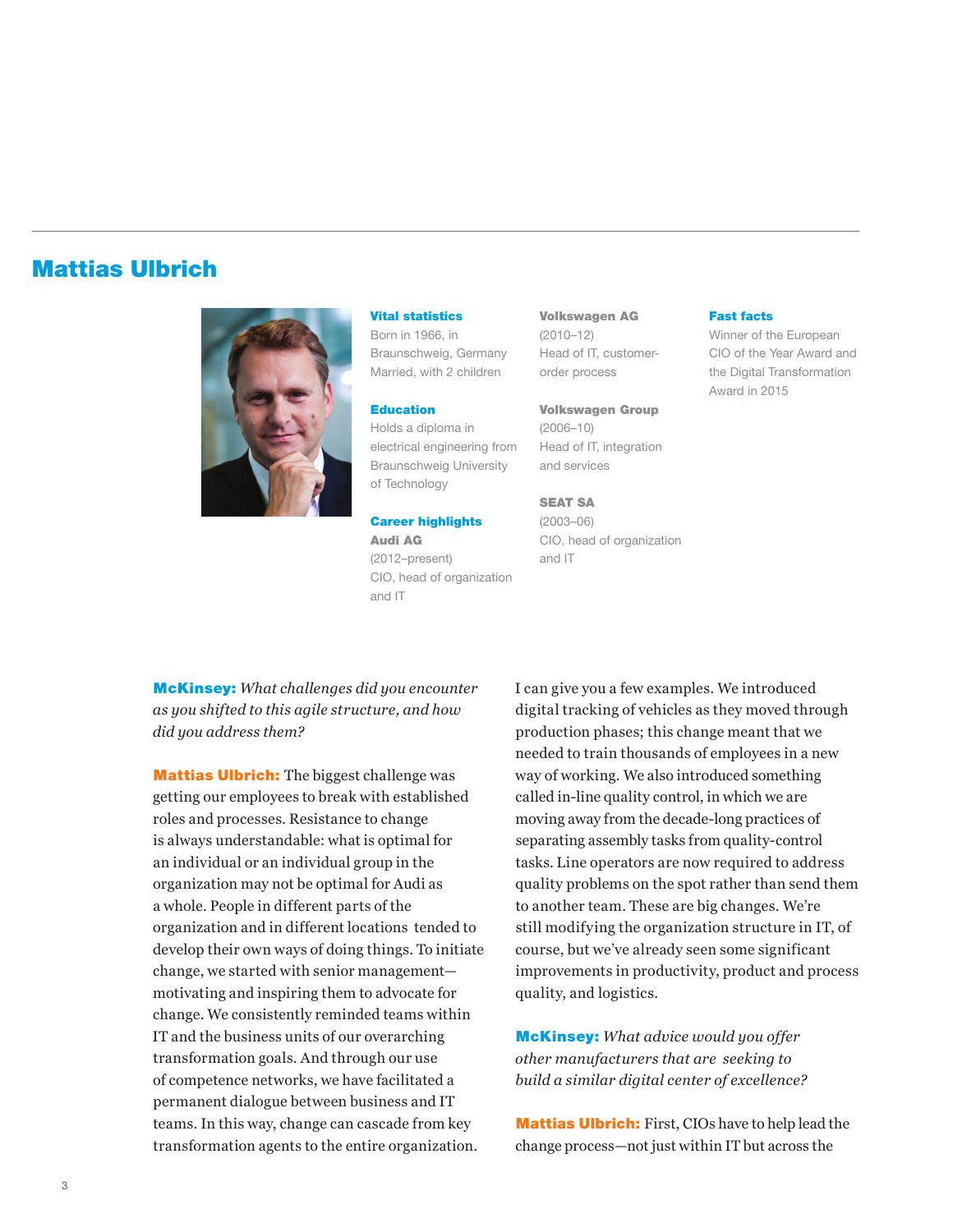## Mattias Ulbrich

**Vital statistics**
Born in 1966, in Braunschweig, Germany
Married, with 2 children

**Education**
Holds a diploma in electrical engineering from Braunschweig University of Technology

**Career highlights**

**Audi AG**
(2012–present)
CIO, head of organization and IT

**Volkswagen AG**
(2010–12)
Head of IT, customer-order process

**Volkswagen Group**
(2006–10)
Head of IT, integration and services

**SEAT SA**
(2003–06)
CIO, head of organization and IT

**Fast facts**
Winner of the European CIO of the Year Award and the Digital Transformation Award in 2015

**McKinsey:** *What challenges did you encounter as you shifted to this agile structure, and how did you address them?*

**Mattias Ulbrich:** The biggest challenge was getting our employees to break with established roles and processes. Resistance to change is always understandable: what is optimal for an individual or an individual group in the organization may not be optimal for Audi as a whole. People in different parts of the organization and in different locations tended to develop their own ways of doing things. To initiate change, we started with senior management—motivating and inspiring them to advocate for change. We consistently reminded teams within IT and the business units of our overarching transformation goals. And through our use of competence networks, we have facilitated a permanent dialogue between business and IT teams. In this way, change can cascade from key transformation agents to the entire organization.

I can give you a few examples. We introduced digital tracking of vehicles as they moved through production phases; this change meant that we needed to train thousands of employees in a new way of working. We also introduced something called in-line quality control, in which we are moving away from the decade-long practices of separating assembly tasks from quality-control tasks. Line operators are now required to address quality problems on the spot rather than send them to another team. These are big changes. We're still modifying the organization structure in IT, of course, but we've already seen some significant improvements in productivity, product and process quality, and logistics.

**McKinsey:** *What advice would you offer other manufacturers that are seeking to build a similar digital center of excellence?*

**Mattias Ulbrich:** First, CIOs have to help lead the change process—not just within IT but across the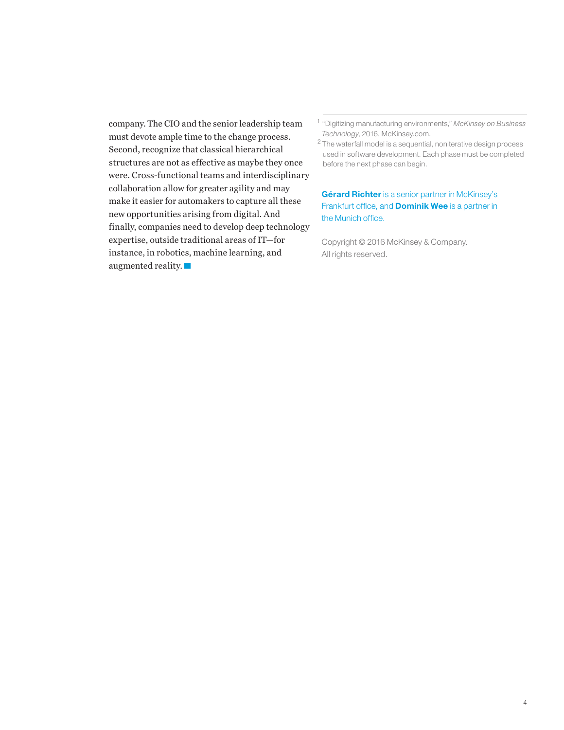company. The CIO and the senior leadership team must devote ample time to the change process. Second, recognize that classical hierarchical structures are not as effective as maybe they once were. Cross-functional teams and interdisciplinary collaboration allow for greater agility and may make it easier for automakers to capture all these new opportunities arising from digital. And finally, companies need to develop deep technology expertise, outside traditional areas of IT—for instance, in robotics, machine learning, and augmented reality.

---

[1] "Digitizing manufacturing environments," *McKinsey on Business Technology*, 2016, McKinsey.com.

[2] The waterfall model is a sequential, noniterative design process used in software development. Each phase must be completed before the next phase can begin.

**Gérard Richter** is a senior partner in McKinsey's Frankfurt office, and **Dominik Wee** is a partner in the Munich office.

Copyright © 2016 McKinsey & Company. All rights reserved.